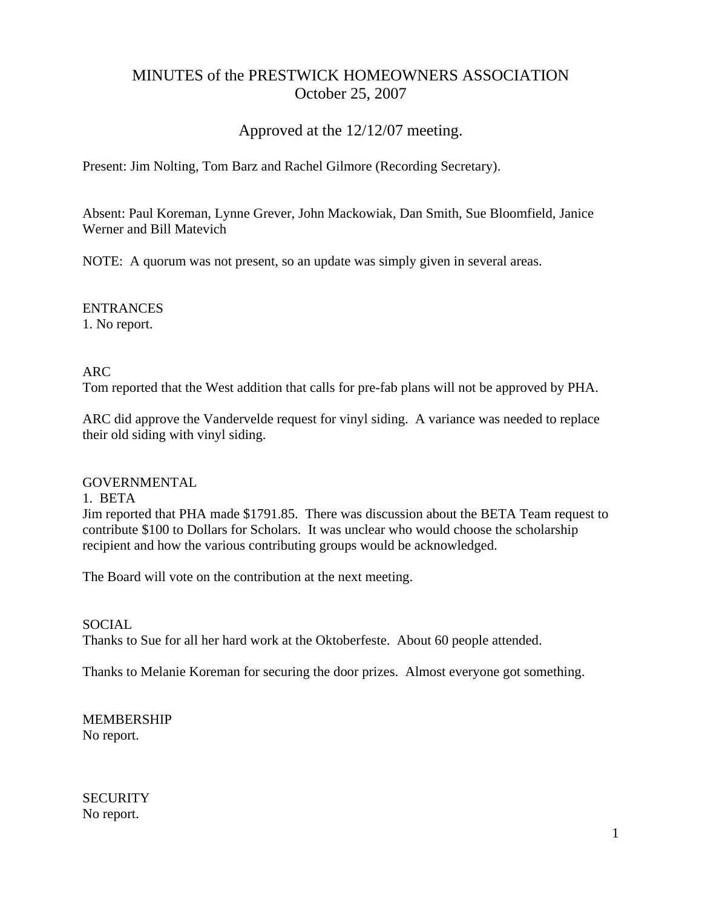# MINUTES of the PRESTWICK HOMEOWNERS ASSOCIATION
## October 25, 2007

## Approved at the 12/12/07 meeting.

Present: Jim Nolting, Tom Barz and Rachel Gilmore (Recording Secretary).

Absent: Paul Koreman, Lynne Grever, John Mackowiak, Dan Smith, Sue Bloomfield, Janice Werner and Bill Matevich

NOTE: A quorum was not present, so an update was simply given in several areas.

ENTRANCES

1. No report.

ARC

Tom reported that the West addition that calls for pre-fab plans will not be approved by PHA.

ARC did approve the Vandervelde request for vinyl siding. A variance was needed to replace their old siding with vinyl siding.

GOVERNMENTAL

1. BETA

Jim reported that PHA made $1791.85. There was discussion about the BETA Team request to contribute $100 to Dollars for Scholars. It was unclear who would choose the scholarship recipient and how the various contributing groups would be acknowledged.

The Board will vote on the contribution at the next meeting.

SOCIAL

Thanks to Sue for all her hard work at the Oktoberfeste. About 60 people attended.

Thanks to Melanie Koreman for securing the door prizes. Almost everyone got something.

MEMBERSHIP

No report.

SECURITY

No report.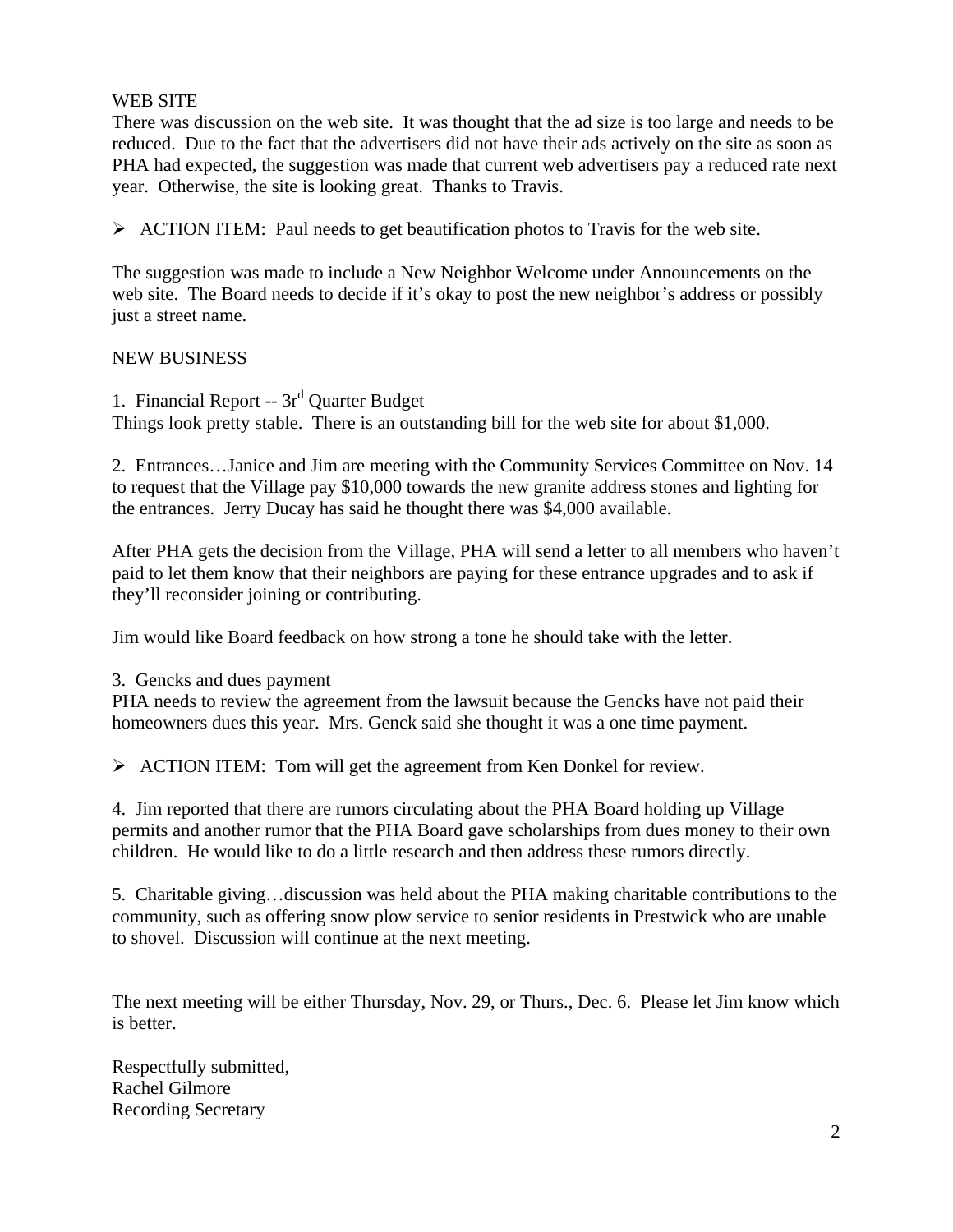WEB SITE

There was discussion on the web site. It was thought that the ad size is too large and needs to be reduced. Due to the fact that the advertisers did not have their ads actively on the site as soon as PHA had expected, the suggestion was made that current web advertisers pay a reduced rate next year. Otherwise, the site is looking great. Thanks to Travis.

- ACTION ITEM: Paul needs to get beautification photos to Travis for the web site.

The suggestion was made to include a New Neighbor Welcome under Announcements on the web site. The Board needs to decide if it's okay to post the new neighbor's address or possibly just a street name.

NEW BUSINESS

1. Financial Report -- 3rd Quarter Budget

Things look pretty stable. There is an outstanding bill for the web site for about $1,000.

2. Entrances…Janice and Jim are meeting with the Community Services Committee on Nov. 14 to request that the Village pay $10,000 towards the new granite address stones and lighting for the entrances. Jerry Ducay has said he thought there was $4,000 available.

After PHA gets the decision from the Village, PHA will send a letter to all members who haven't paid to let them know that their neighbors are paying for these entrance upgrades and to ask if they'll reconsider joining or contributing.

Jim would like Board feedback on how strong a tone he should take with the letter.

3. Gencks and dues payment

PHA needs to review the agreement from the lawsuit because the Gencks have not paid their homeowners dues this year. Mrs. Genck said she thought it was a one time payment.

- ACTION ITEM: Tom will get the agreement from Ken Donkel for review.

4. Jim reported that there are rumors circulating about the PHA Board holding up Village permits and another rumor that the PHA Board gave scholarships from dues money to their own children. He would like to do a little research and then address these rumors directly.

5. Charitable giving…discussion was held about the PHA making charitable contributions to the community, such as offering snow plow service to senior residents in Prestwick who are unable to shovel. Discussion will continue at the next meeting.

The next meeting will be either Thursday, Nov. 29, or Thurs., Dec. 6. Please let Jim know which is better.

Respectfully submitted,
Rachel Gilmore
Recording Secretary